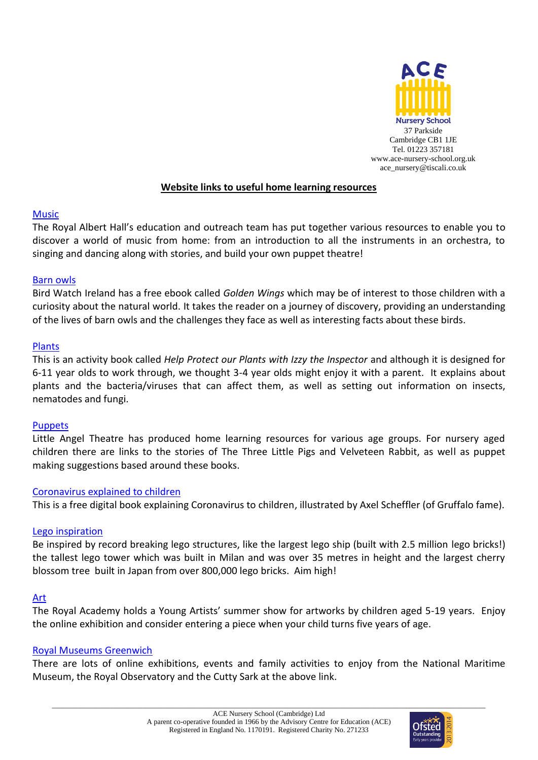ACE Nursery School
37 Parkside
Cambridge CB1 1JE
Tel. 01223 357181
www.ace-nursery-school.org.uk
ace_nursery@tiscali.co.uk

## Website links to useful home learning resources

### Music

The Royal Albert Hall's education and outreach team has put together various resources to enable you to discover a world of music from home: from an introduction to all the instruments in an orchestra, to singing and dancing along with stories, and build your own puppet theatre!

### Barn owls

Bird Watch Ireland has a free ebook called *Golden Wings* which may be of interest to those children with a curiosity about the natural world. It takes the reader on a journey of discovery, providing an understanding of the lives of barn owls and the challenges they face as well as interesting facts about these birds.

### Plants

This is an activity book called *Help Protect our Plants with Izzy the Inspector* and although it is designed for 6-11 year olds to work through, we thought 3-4 year olds might enjoy it with a parent. It explains about plants and the bacteria/viruses that can affect them, as well as setting out information on insects, nematodes and fungi.

### Puppets

Little Angel Theatre has produced home learning resources for various age groups. For nursery aged children there are links to the stories of The Three Little Pigs and Velveteen Rabbit, as well as puppet making suggestions based around these books.

### Coronavirus explained to children

This is a free digital book explaining Coronavirus to children, illustrated by Axel Scheffler (of Gruffalo fame).

### Lego inspiration

Be inspired by record breaking lego structures, like the largest lego ship (built with 2.5 million lego bricks!) the tallest lego tower which was built in Milan and was over 35 metres in height and the largest cherry blossom tree built in Japan from over 800,000 lego bricks. Aim high!

### Art

The Royal Academy holds a Young Artists' summer show for artworks by children aged 5-19 years. Enjoy the online exhibition and consider entering a piece when your child turns five years of age.

### Royal Museums Greenwich

There are lots of online exhibitions, events and family activities to enjoy from the National Maritime Museum, the Royal Observatory and the Cutty Sark at the above link.

---

ACE Nursery School (Cambridge) Ltd
A parent co-operative founded in 1966 by the Advisory Centre for Education (ACE)
Registered in England No. 1170191. Registered Charity No. 271233

Ofsted Outstanding Early years provider 2013/2014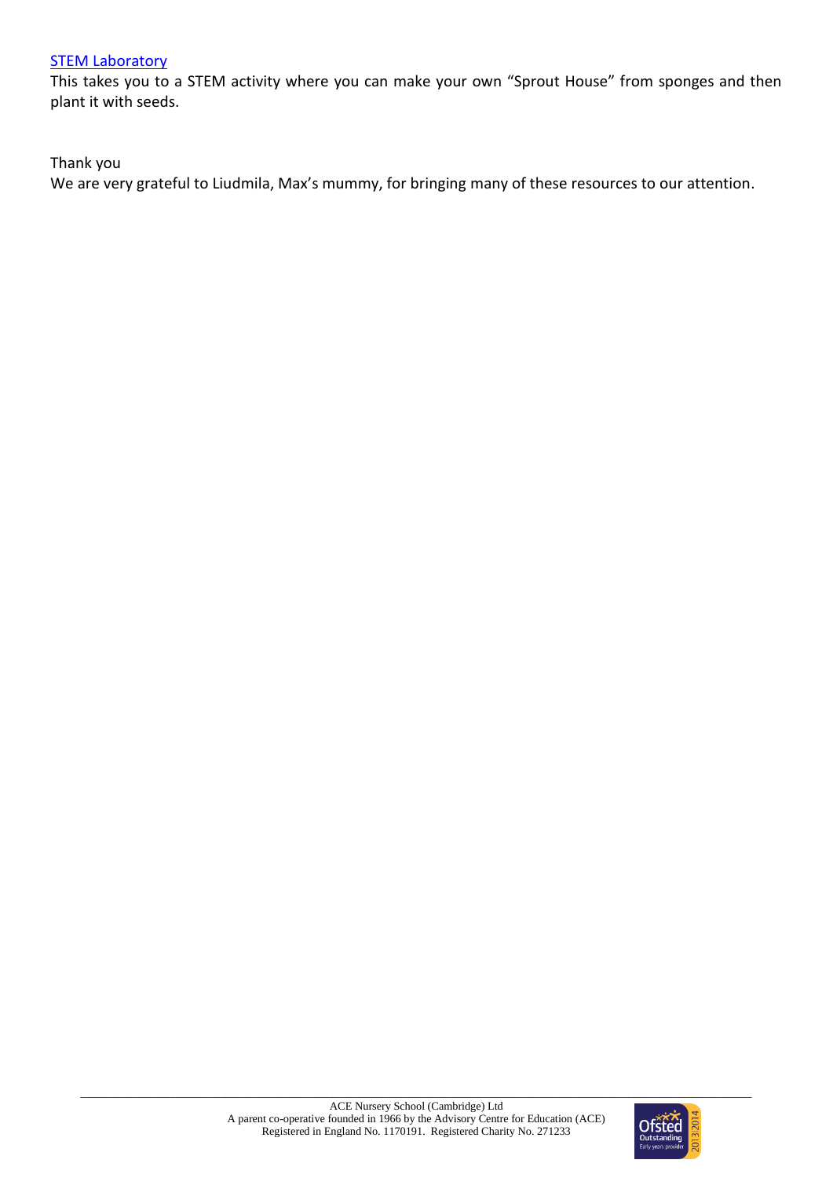STEM Laboratory

This takes you to a STEM activity where you can make your own “Sprout House” from sponges and then plant it with seeds.

Thank you

We are very grateful to Liudmila, Max’s mummy, for bringing many of these resources to our attention.